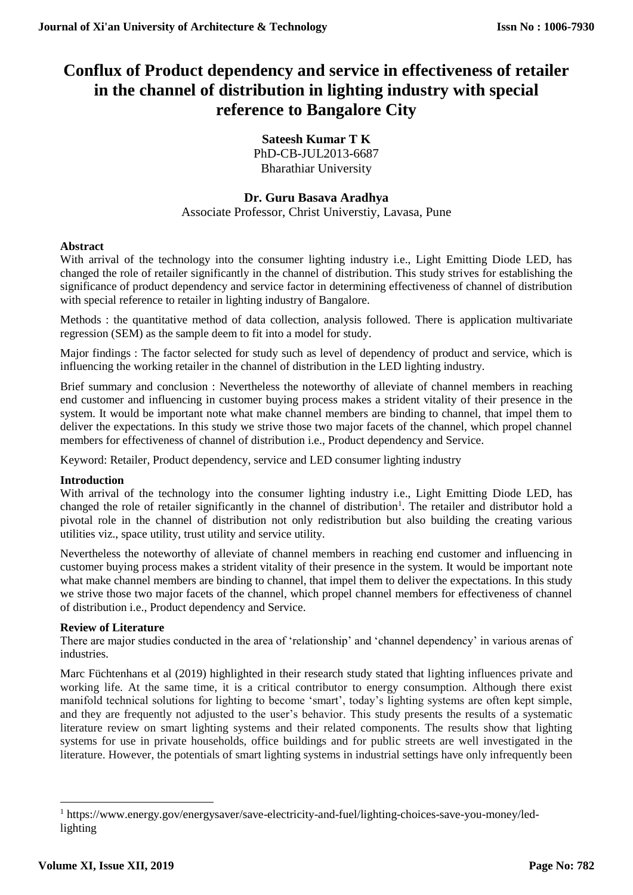# Conflux of Product dependency and service in effectiveness of retailer in the channel of distribution in lighting industry with special reference to Bangalore City

**Sateesh Kumar T K**
PhD-CB-JUL2013-6687
Bharathiar University

**Dr. Guru Basava Aradhya**
Associate Professor, Christ Universtiy, Lavasa, Pune

**Abstract**

With arrival of the technology into the consumer lighting industry i.e., Light Emitting Diode LED, has changed the role of retailer significantly in the channel of distribution. This study strives for establishing the significance of product dependency and service factor in determining effectiveness of channel of distribution with special reference to retailer in lighting industry of Bangalore.

Methods : the quantitative method of data collection, analysis followed. There is application multivariate regression (SEM) as the sample deem to fit into a model for study.

Major findings : The factor selected for study such as level of dependency of product and service, which is influencing the working retailer in the channel of distribution in the LED lighting industry.

Brief summary and conclusion : Nevertheless the noteworthy of alleviate of channel members in reaching end customer and influencing in customer buying process makes a strident vitality of their presence in the system. It would be important note what make channel members are binding to channel, that impel them to deliver the expectations. In this study we strive those two major facets of the channel, which propel channel members for effectiveness of channel of distribution i.e., Product dependency and Service.

Keyword: Retailer, Product dependency, service and LED consumer lighting industry

**Introduction**

With arrival of the technology into the consumer lighting industry i.e., Light Emitting Diode LED, has changed the role of retailer significantly in the channel of distribution[1]. The retailer and distributor hold a pivotal role in the channel of distribution not only redistribution but also building the creating various utilities viz., space utility, trust utility and service utility.

Nevertheless the noteworthy of alleviate of channel members in reaching end customer and influencing in customer buying process makes a strident vitality of their presence in the system. It would be important note what make channel members are binding to channel, that impel them to deliver the expectations. In this study we strive those two major facets of the channel, which propel channel members for effectiveness of channel of distribution i.e., Product dependency and Service.

**Review of Literature**

There are major studies conducted in the area of 'relationship' and 'channel dependency' in various arenas of industries.

Marc Füchtenhans et al (2019) highlighted in their research study stated that lighting influences private and working life. At the same time, it is a critical contributor to energy consumption. Although there exist manifold technical solutions for lighting to become 'smart', today's lighting systems are often kept simple, and they are frequently not adjusted to the user's behavior. This study presents the results of a systematic literature review on smart lighting systems and their related components. The results show that lighting systems for use in private households, office buildings and for public streets are well investigated in the literature. However, the potentials of smart lighting systems in industrial settings have only infrequently been

[1] https://www.energy.gov/energysaver/save-electricity-and-fuel/lighting-choices-save-you-money/led-lighting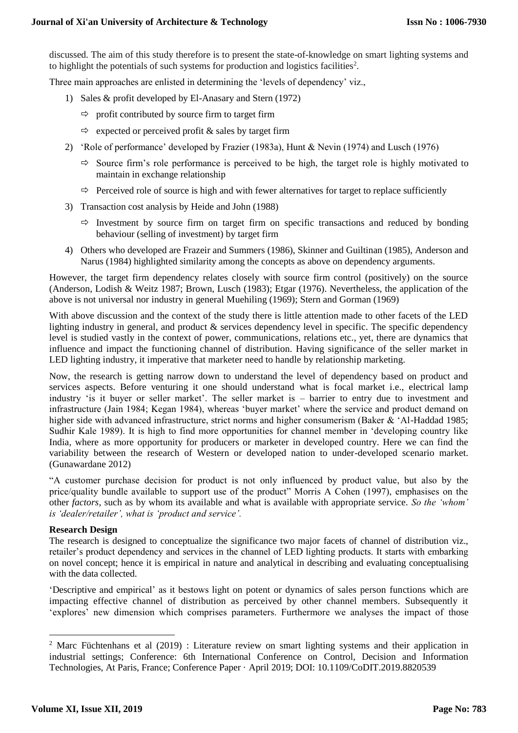discussed. The aim of this study therefore is to present the state-of-knowledge on smart lighting systems and to highlight the potentials of such systems for production and logistics facilities[2].

Three main approaches are enlisted in determining the 'levels of dependency' viz.,

1) Sales & profit developed by El-Anasary and Stern (1972)
   - ⇨ profit contributed by source firm to target firm
   - ⇨ expected or perceived profit & sales by target firm
2) 'Role of performance' developed by Frazier (1983a), Hunt & Nevin (1974) and Lusch (1976)
   - ⇨ Source firm's role performance is perceived to be high, the target role is highly motivated to maintain in exchange relationship
   - ⇨ Perceived role of source is high and with fewer alternatives for target to replace sufficiently
3) Transaction cost analysis by Heide and John (1988)
   - ⇨ Investment by source firm on target firm on specific transactions and reduced by bonding behaviour (selling of investment) by target firm
4) Others who developed are Frazeir and Summers (1986), Skinner and Guiltinan (1985), Anderson and Narus (1984) highlighted similarity among the concepts as above on dependency arguments.

However, the target firm dependency relates closely with source firm control (positively) on the source (Anderson, Lodish & Weitz 1987; Brown, Lusch (1983); Etgar (1976). Nevertheless, the application of the above is not universal nor industry in general Muehiling (1969); Stern and Gorman (1969)

With above discussion and the context of the study there is little attention made to other facets of the LED lighting industry in general, and product & services dependency level in specific. The specific dependency level is studied vastly in the context of power, communications, relations etc., yet, there are dynamics that influence and impact the functioning channel of distribution. Having significance of the seller market in LED lighting industry, it imperative that marketer need to handle by relationship marketing.

Now, the research is getting narrow down to understand the level of dependency based on product and services aspects. Before venturing it one should understand what is focal market i.e., electrical lamp industry 'is it buyer or seller market'. The seller market is – barrier to entry due to investment and infrastructure (Jain 1984; Kegan 1984), whereas 'buyer market' where the service and product demand on higher side with advanced infrastructure, strict norms and higher consumerism (Baker & 'Al-Haddad 1985; Sudhir Kale 1989). It is high to find more opportunities for channel member in 'developing country like India, where as more opportunity for producers or marketer in developed country. Here we can find the variability between the research of Western or developed nation to under-developed scenario market. (Gunawardane 2012)

"A customer purchase decision for product is not only influenced by product value, but also by the price/quality bundle available to support use of the product" Morris A Cohen (1997), emphasises on the other *factors*, such as by whom its available and what is available with appropriate service. *So the 'whom' is 'dealer/retailer', what is 'product and service'.*

**Research Design**

The research is designed to conceptualize the significance two major facets of channel of distribution viz., retailer's product dependency and services in the channel of LED lighting products. It starts with embarking on novel concept; hence it is empirical in nature and analytical in describing and evaluating conceptualising with the data collected.

'Descriptive and empirical' as it bestows light on potent or dynamics of sales person functions which are impacting effective channel of distribution as perceived by other channel members. Subsequently it 'explores' new dimension which comprises parameters. Furthermore we analyses the impact of those

---

[2] Marc Füchtenhans et al (2019) : Literature review on smart lighting systems and their application in industrial settings; Conference: 6th International Conference on Control, Decision and Information Technologies, At Paris, France; Conference Paper · April 2019; DOI: 10.1109/CoDIT.2019.8820539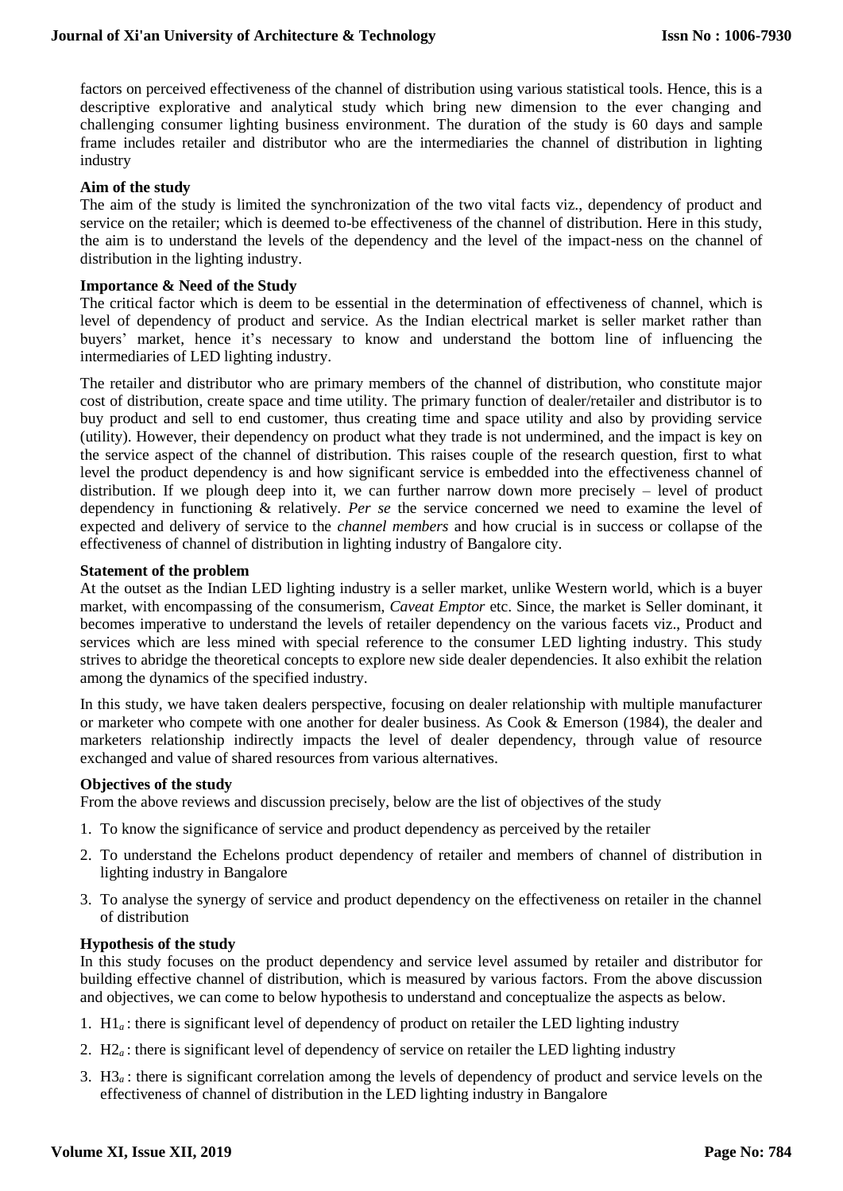factors on perceived effectiveness of the channel of distribution using various statistical tools. Hence, this is a descriptive explorative and analytical study which bring new dimension to the ever changing and challenging consumer lighting business environment. The duration of the study is 60 days and sample frame includes retailer and distributor who are the intermediaries the channel of distribution in lighting industry

**Aim of the study**

The aim of the study is limited the synchronization of the two vital facts viz., dependency of product and service on the retailer; which is deemed to-be effectiveness of the channel of distribution. Here in this study, the aim is to understand the levels of the dependency and the level of the impact-ness on the channel of distribution in the lighting industry.

**Importance & Need of the Study**

The critical factor which is deem to be essential in the determination of effectiveness of channel, which is level of dependency of product and service. As the Indian electrical market is seller market rather than buyers' market, hence it's necessary to know and understand the bottom line of influencing the intermediaries of LED lighting industry.

The retailer and distributor who are primary members of the channel of distribution, who constitute major cost of distribution, create space and time utility. The primary function of dealer/retailer and distributor is to buy product and sell to end customer, thus creating time and space utility and also by providing service (utility). However, their dependency on product what they trade is not undermined, and the impact is key on the service aspect of the channel of distribution. This raises couple of the research question, first to what level the product dependency is and how significant service is embedded into the effectiveness channel of distribution. If we plough deep into it, we can further narrow down more precisely – level of product dependency in functioning & relatively. *Per se* the service concerned we need to examine the level of expected and delivery of service to the *channel members* and how crucial is in success or collapse of the effectiveness of channel of distribution in lighting industry of Bangalore city.

**Statement of the problem**

At the outset as the Indian LED lighting industry is a seller market, unlike Western world, which is a buyer market, with encompassing of the consumerism, *Caveat Emptor* etc. Since, the market is Seller dominant, it becomes imperative to understand the levels of retailer dependency on the various facets viz., Product and services which are less mined with special reference to the consumer LED lighting industry. This study strives to abridge the theoretical concepts to explore new side dealer dependencies. It also exhibit the relation among the dynamics of the specified industry.

In this study, we have taken dealers perspective, focusing on dealer relationship with multiple manufacturer or marketer who compete with one another for dealer business. As Cook & Emerson (1984), the dealer and marketers relationship indirectly impacts the level of dealer dependency, through value of resource exchanged and value of shared resources from various alternatives.

**Objectives of the study**

From the above reviews and discussion precisely, below are the list of objectives of the study

1. To know the significance of service and product dependency as perceived by the retailer
2. To understand the Echelons product dependency of retailer and members of channel of distribution in lighting industry in Bangalore
3. To analyse the synergy of service and product dependency on the effectiveness on retailer in the channel of distribution

**Hypothesis of the study**

In this study focuses on the product dependency and service level assumed by retailer and distributor for building effective channel of distribution, which is measured by various factors. From the above discussion and objectives, we can come to below hypothesis to understand and conceptualize the aspects as below.

1. $H1_a$ : there is significant level of dependency of product on retailer the LED lighting industry
2. $H2_a$ : there is significant level of dependency of service on retailer the LED lighting industry
3. $H3_a$ : there is significant correlation among the levels of dependency of product and service levels on the effectiveness of channel of distribution in the LED lighting industry in Bangalore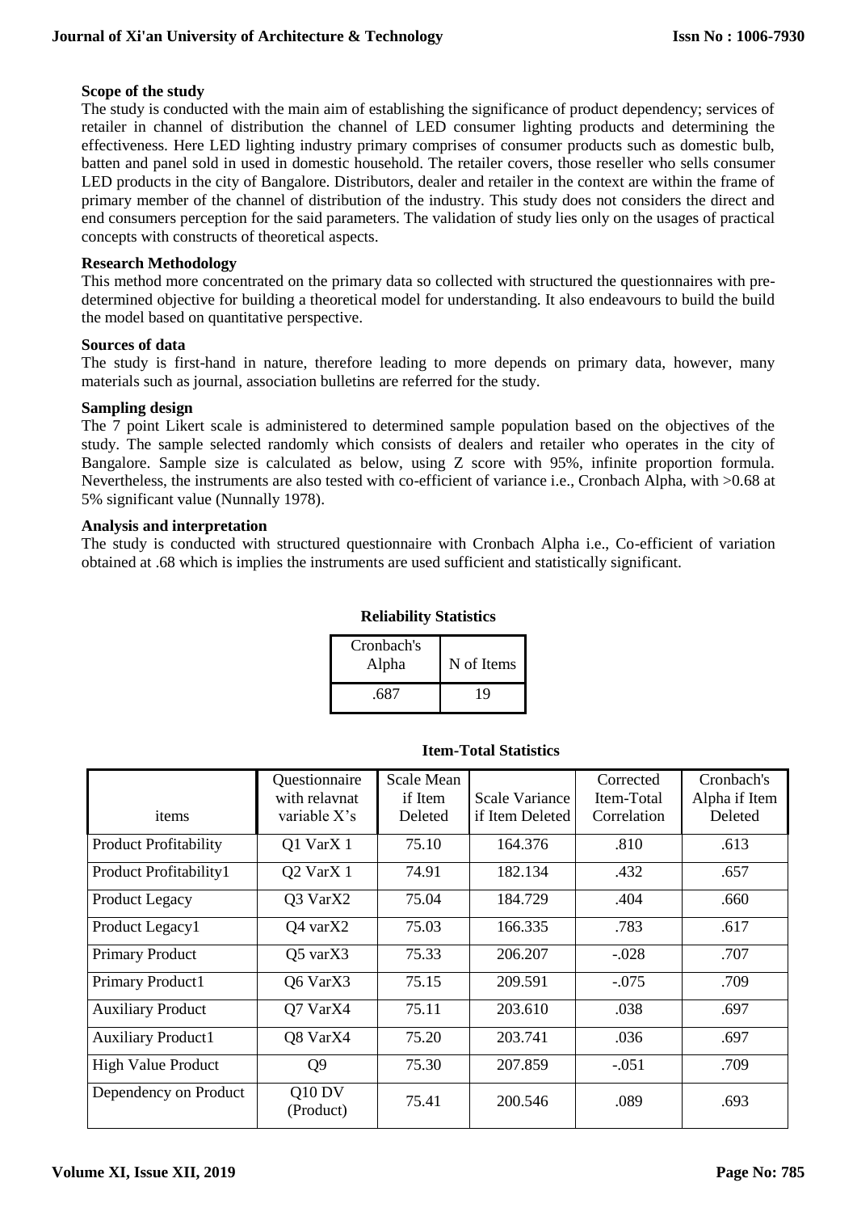### Scope of the study

The study is conducted with the main aim of establishing the significance of product dependency; services of retailer in channel of distribution the channel of LED consumer lighting products and determining the effectiveness. Here LED lighting industry primary comprises of consumer products such as domestic bulb, batten and panel sold in used in domestic household. The retailer covers, those reseller who sells consumer LED products in the city of Bangalore. Distributors, dealer and retailer in the context are within the frame of primary member of the channel of distribution of the industry. This study does not considers the direct and end consumers perception for the said parameters. The validation of study lies only on the usages of practical concepts with constructs of theoretical aspects.

### Research Methodology

This method more concentrated on the primary data so collected with structured the questionnaires with pre-determined objective for building a theoretical model for understanding. It also endeavours to build the build the model based on quantitative perspective.

### Sources of data

The study is first-hand in nature, therefore leading to more depends on primary data, however, many materials such as journal, association bulletins are referred for the study.

### Sampling design

The 7 point Likert scale is administered to determined sample population based on the objectives of the study. The sample selected randomly which consists of dealers and retailer who operates in the city of Bangalore. Sample size is calculated as below, using Z score with 95%, infinite proportion formula. Nevertheless, the instruments are also tested with co-efficient of variance i.e., Cronbach Alpha, with >0.68 at 5% significant value (Nunnally 1978).

### Analysis and interpretation

The study is conducted with structured questionnaire with Cronbach Alpha i.e., Co-efficient of variation obtained at .68 which is implies the instruments are used sufficient and statistically significant.

**Reliability Statistics**

| Cronbach's Alpha | N of Items |
|---|---|
| .687 | 19 |

**Item-Total Statistics**

| items | Questionnaire with relavnat variable X's | Scale Mean if Item Deleted | Scale Variance if Item Deleted | Corrected Item-Total Correlation | Cronbach's Alpha if Item Deleted |
|---|---|---|---|---|---|
| Product Profitability | Q1 VarX 1 | 75.10 | 164.376 | .810 | .613 |
| Product Profitability1 | Q2 VarX 1 | 74.91 | 182.134 | .432 | .657 |
| Product Legacy | Q3 VarX2 | 75.04 | 184.729 | .404 | .660 |
| Product Legacy1 | Q4 varX2 | 75.03 | 166.335 | .783 | .617 |
| Primary Product | Q5 varX3 | 75.33 | 206.207 | -.028 | .707 |
| Primary Product1 | Q6 VarX3 | 75.15 | 209.591 | -.075 | .709 |
| Auxiliary Product | Q7 VarX4 | 75.11 | 203.610 | .038 | .697 |
| Auxiliary Product1 | Q8 VarX4 | 75.20 | 203.741 | .036 | .697 |
| High Value Product | Q9 | 75.30 | 207.859 | -.051 | .709 |
| Dependency on Product | Q10 DV (Product) | 75.41 | 200.546 | .089 | .693 |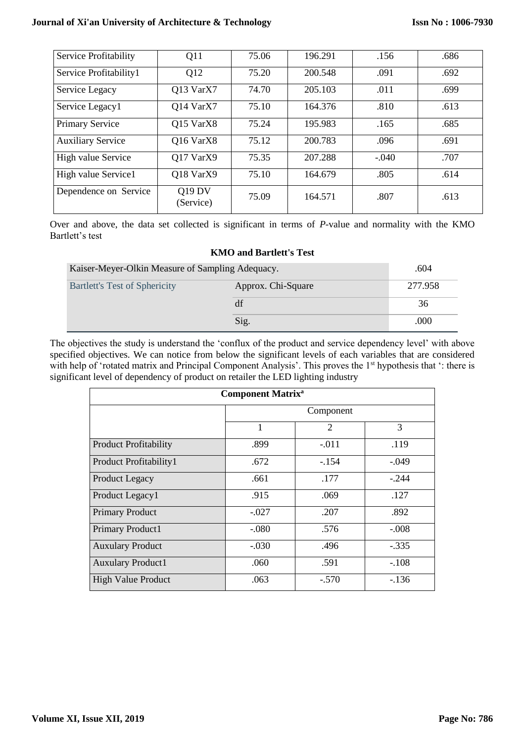| Service Profitability | Q11 | 75.06 | 196.291 | .156 | .686 |
|---|---|---|---|---|---|
| Service Profitability1 | Q12 | 75.20 | 200.548 | .091 | .692 |
| Service Legacy | Q13 VarX7 | 74.70 | 205.103 | .011 | .699 |
| Service Legacy1 | Q14 VarX7 | 75.10 | 164.376 | .810 | .613 |
| Primary Service | Q15 VarX8 | 75.24 | 195.983 | .165 | .685 |
| Auxiliary Service | Q16 VarX8 | 75.12 | 200.783 | .096 | .691 |
| High value Service | Q17 VarX9 | 75.35 | 207.288 | -.040 | .707 |
| High value Service1 | Q18 VarX9 | 75.10 | 164.679 | .805 | .614 |
| Dependence on Service | Q19 DV (Service) | 75.09 | 164.571 | .807 | .613 |

Over and above, the data set collected is significant in terms of *P*-value and normality with the KMO Bartlett's test

**KMO and Bartlett's Test**

| Kaiser-Meyer-Olkin Measure of Sampling Adequacy. | | .604 |
|---|---|---|
| Bartlett's Test of Sphericity | Approx. Chi-Square | 277.958 |
| | df | 36 |
| | Sig. | .000 |

The objectives the study is understand the 'conflux of the product and service dependency level' with above specified objectives. We can notice from below the significant levels of each variables that are considered with help of 'rotated matrix and Principal Component Analysis'. This proves the 1st hypothesis that ': there is significant level of dependency of product on retailer the LED lighting industry

**Component Matrix[a]**

| | Component | | |
|---|---|---|---|
| | 1 | 2 | 3 |
| Product Profitability | .899 | -.011 | .119 |
| Product Profitability1 | .672 | -.154 | -.049 |
| Product Legacy | .661 | .177 | -.244 |
| Product Legacy1 | .915 | .069 | .127 |
| Primary Product | -.027 | .207 | .892 |
| Primary Product1 | -.080 | .576 | -.008 |
| Auxulary Product | -.030 | .496 | -.335 |
| Auxulary Product1 | .060 | .591 | -.108 |
| High Value Product | .063 | -.570 | -.136 |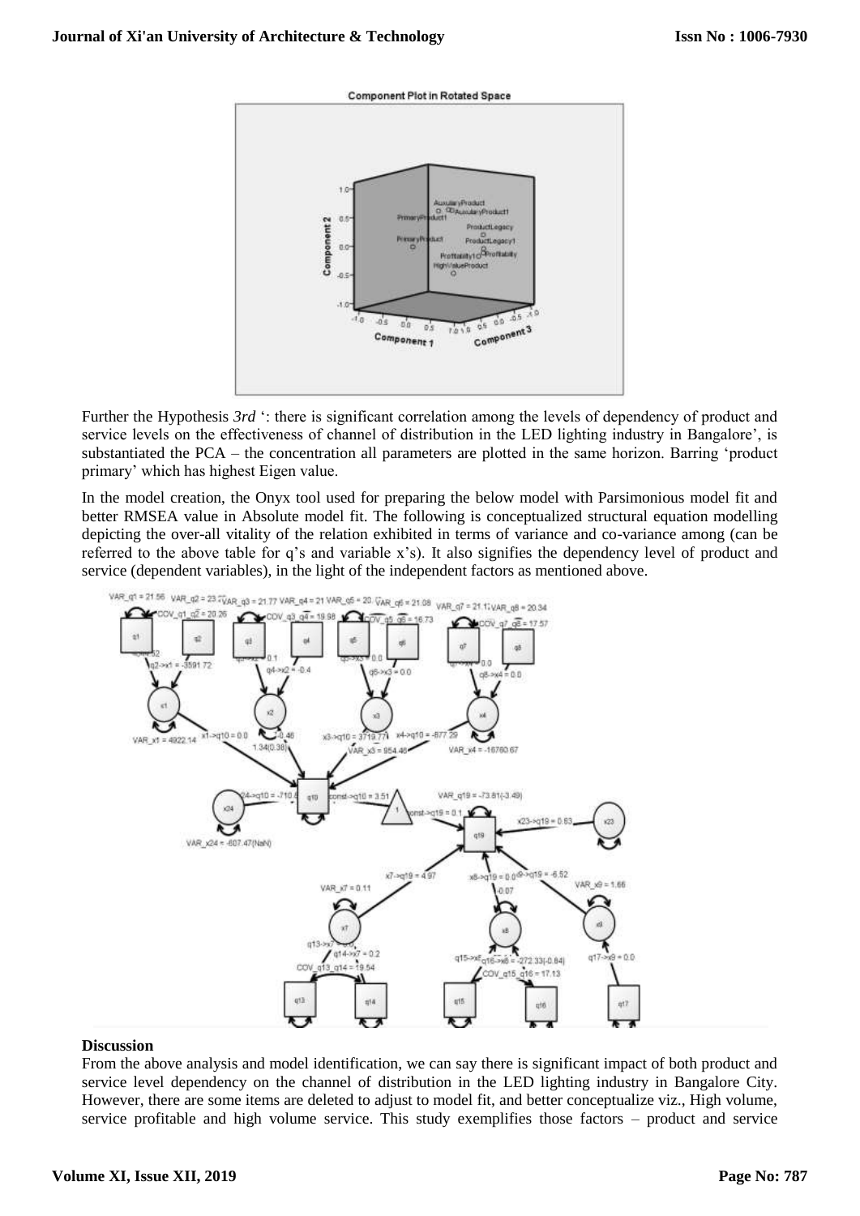Further the Hypothesis *3rd* ': there is significant correlation among the levels of dependency of product and service levels on the effectiveness of channel of distribution in the LED lighting industry in Bangalore', is substantiated the PCA – the concentration all parameters are plotted in the same horizon. Barring 'product primary' which has highest Eigen value.

In the model creation, the Onyx tool used for preparing the below model with Parsimonious model fit and better RMSEA value in Absolute model fit. The following is conceptualized structural equation modelling depicting the over-all vitality of the relation exhibited in terms of variance and co-variance among (can be referred to the above table for q's and variable x's). It also signifies the dependency level of product and service (dependent variables), in the light of the independent factors as mentioned above.

### Discussion

From the above analysis and model identification, we can say there is significant impact of both product and service level dependency on the channel of distribution in the LED lighting industry in Bangalore City. However, there are some items are deleted to adjust to model fit, and better conceptualize viz., High volume, service profitable and high volume service. This study exemplifies those factors – product and service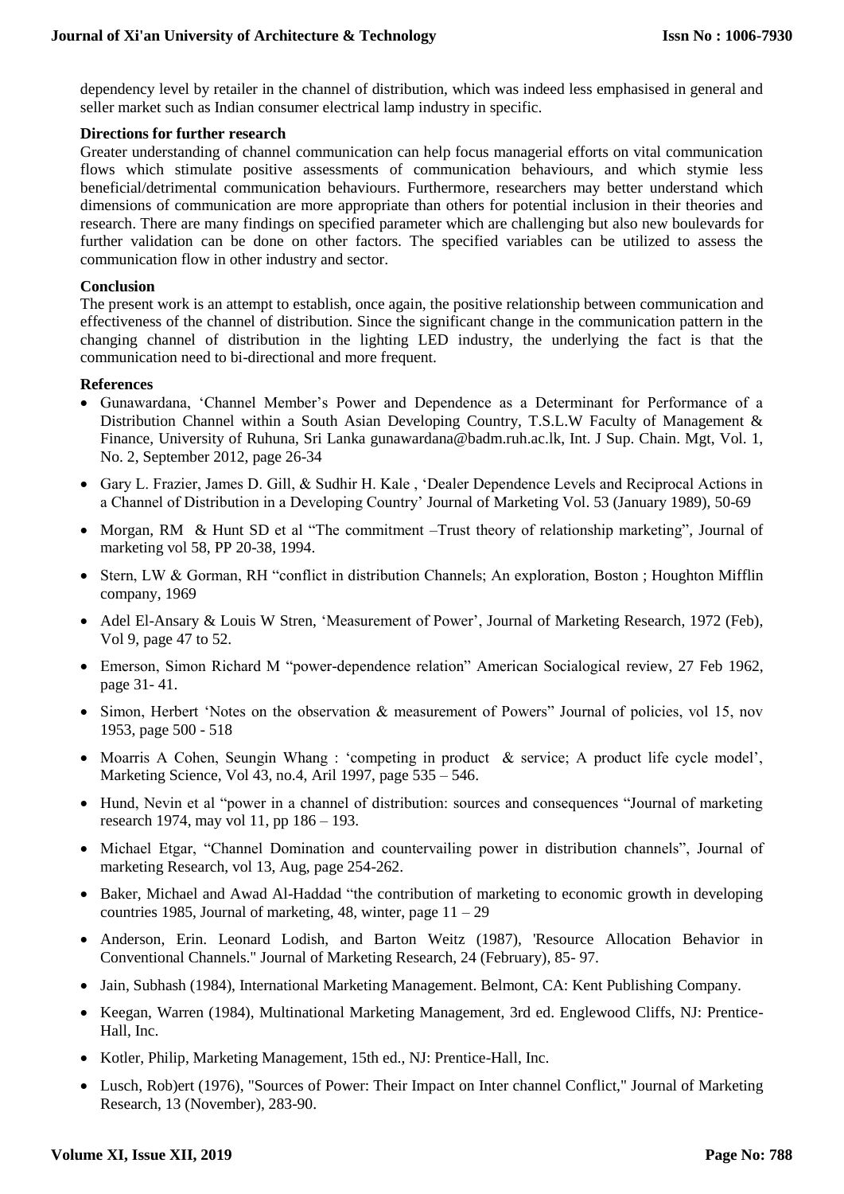dependency level by retailer in the channel of distribution, which was indeed less emphasised in general and seller market such as Indian consumer electrical lamp industry in specific.

**Directions for further research**

Greater understanding of channel communication can help focus managerial efforts on vital communication flows which stimulate positive assessments of communication behaviours, and which stymie less beneficial/detrimental communication behaviours. Furthermore, researchers may better understand which dimensions of communication are more appropriate than others for potential inclusion in their theories and research. There are many findings on specified parameter which are challenging but also new boulevards for further validation can be done on other factors. The specified variables can be utilized to assess the communication flow in other industry and sector.

**Conclusion**

The present work is an attempt to establish, once again, the positive relationship between communication and effectiveness of the channel of distribution. Since the significant change in the communication pattern in the changing channel of distribution in the lighting LED industry, the underlying the fact is that the communication need to bi-directional and more frequent.

**References**

- Gunawardana, 'Channel Member's Power and Dependence as a Determinant for Performance of a Distribution Channel within a South Asian Developing Country, T.S.L.W Faculty of Management & Finance, University of Ruhuna, Sri Lanka gunawardana@badm.ruh.ac.lk, Int. J Sup. Chain. Mgt, Vol. 1, No. 2, September 2012, page 26-34
- Gary L. Frazier, James D. Gill, & Sudhir H. Kale , 'Dealer Dependence Levels and Reciprocal Actions in a Channel of Distribution in a Developing Country' Journal of Marketing Vol. 53 (January 1989), 50-69
- Morgan, RM & Hunt SD et al "The commitment –Trust theory of relationship marketing", Journal of marketing vol 58, PP 20-38, 1994.
- Stern, LW & Gorman, RH "conflict in distribution Channels; An exploration, Boston ; Houghton Mifflin company, 1969
- Adel El-Ansary & Louis W Stren, 'Measurement of Power', Journal of Marketing Research, 1972 (Feb), Vol 9, page 47 to 52.
- Emerson, Simon Richard M "power-dependence relation" American Socialogical review, 27 Feb 1962, page 31- 41.
- Simon, Herbert 'Notes on the observation & measurement of Powers" Journal of policies, vol 15, nov 1953, page 500 - 518
- Moarris A Cohen, Seungin Whang : 'competing in product & service; A product life cycle model', Marketing Science, Vol 43, no.4, Aril 1997, page 535 – 546.
- Hund, Nevin et al "power in a channel of distribution: sources and consequences "Journal of marketing research 1974, may vol 11, pp 186 – 193.
- Michael Etgar, "Channel Domination and countervailing power in distribution channels", Journal of marketing Research, vol 13, Aug, page 254-262.
- Baker, Michael and Awad Al-Haddad "the contribution of marketing to economic growth in developing countries 1985, Journal of marketing, 48, winter, page 11 – 29
- Anderson, Erin. Leonard Lodish, and Barton Weitz (1987), 'Resource Allocation Behavior in Conventional Channels." Journal of Marketing Research, 24 (February), 85- 97.
- Jain, Subhash (1984), International Marketing Management. Belmont, CA: Kent Publishing Company.
- Keegan, Warren (1984), Multinational Marketing Management, 3rd ed. Englewood Cliffs, NJ: Prentice-Hall, Inc.
- Kotler, Philip, Marketing Management, 15th ed., NJ: Prentice-Hall, Inc.
- Lusch, Rob)ert (1976), "Sources of Power: Their Impact on Inter channel Conflict," Journal of Marketing Research, 13 (November), 283-90.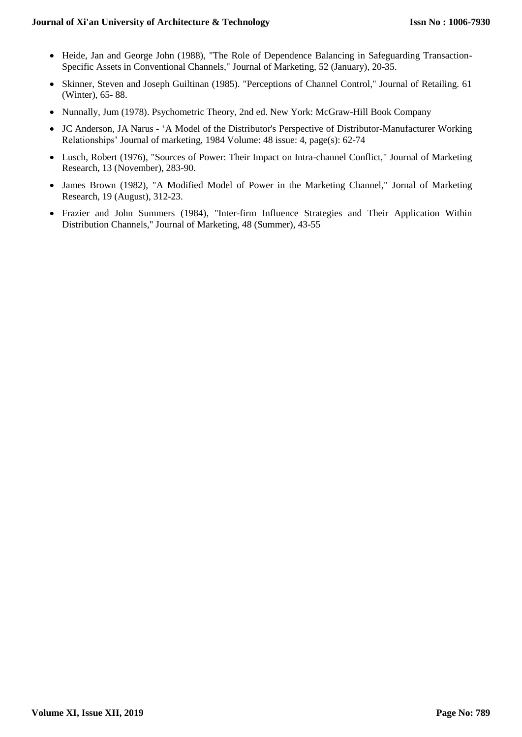- Heide, Jan and George John (1988), "The Role of Dependence Balancing in Safeguarding Transaction-Specific Assets in Conventional Channels," Journal of Marketing, 52 (January), 20-35.
- Skinner, Steven and Joseph Guiltinan (1985). "Perceptions of Channel Control," Journal of Retailing. 61 (Winter), 65- 88.
- Nunnally, Jum (1978). Psychometric Theory, 2nd ed. New York: McGraw-Hill Book Company
- JC Anderson, JA Narus - 'A Model of the Distributor's Perspective of Distributor-Manufacturer Working Relationships' Journal of marketing, 1984 Volume: 48 issue: 4, page(s): 62-74
- Lusch, Robert (1976), "Sources of Power: Their Impact on Intra-channel Conflict," Journal of Marketing Research, 13 (November), 283-90.
- James Brown (1982), "A Modified Model of Power in the Marketing Channel," Jornal of Marketing Research, 19 (August), 312-23.
- Frazier and John Summers (1984), "Inter-firm Influence Strategies and Their Application Within Distribution Channels," Journal of Marketing, 48 (Summer), 43-55